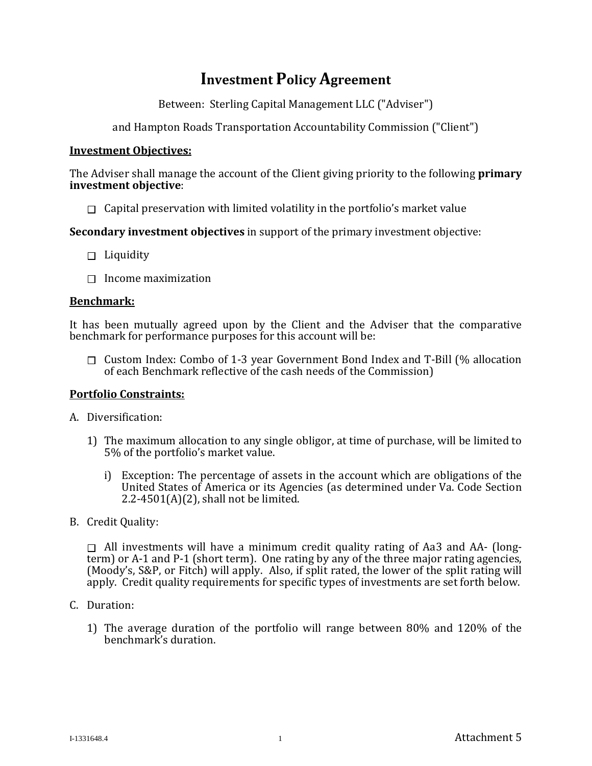# Investment Policy Agreement

Between: Sterling Capital Management LLC ("Adviser")

and Hampton Roads Transportation Accountability Commission ("Client")

**Investment Objectives:**

The Adviser shall manage the account of the Client giving priority to the following **primary investment objective**:

- ☐ Capital preservation with limited volatility in the portfolio's market value

**Secondary investment objectives** in support of the primary investment objective:

- ☐ Liquidity
- ☐ Income maximization

**Benchmark:**

It has been mutually agreed upon by the Client and the Adviser that the comparative benchmark for performance purposes for this account will be:

- ☐ Custom Index: Combo of 1-3 year Government Bond Index and T-Bill (% allocation of each Benchmark reflective of the cash needs of the Commission)

**Portfolio Constraints:**

A. Diversification:

1) The maximum allocation to any single obligor, at time of purchase, will be limited to 5% of the portfolio's market value.

   i) Exception: The percentage of assets in the account which are obligations of the United States of America or its Agencies (as determined under Va. Code Section 2.2-4501(A)(2), shall not be limited.

B. Credit Quality:

☐ All investments will have a minimum credit quality rating of Aa3 and AA- (long-term) or A-1 and P-1 (short term). One rating by any of the three major rating agencies, (Moody's, S&P, or Fitch) will apply. Also, if split rated, the lower of the split rating will apply. Credit quality requirements for specific types of investments are set forth below.

C. Duration:

1) The average duration of the portfolio will range between 80% and 120% of the benchmark's duration.

I-1331648.4

Attachment 5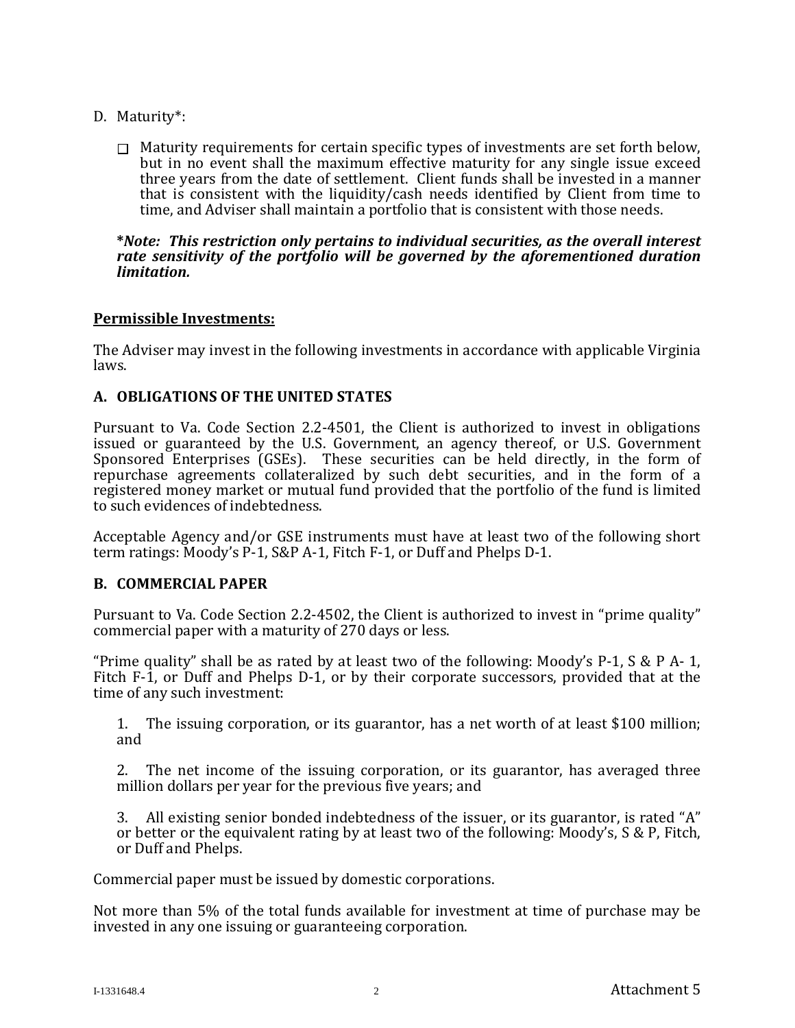D. Maturity*:

- ☐ Maturity requirements for certain specific types of investments are set forth below, but in no event shall the maximum effective maturity for any single issue exceed three years from the date of settlement. Client funds shall be invested in a manner that is consistent with the liquidity/cash needs identified by Client from time to time, and Adviser shall maintain a portfolio that is consistent with those needs.

***Note: This restriction only pertains to individual securities, as the overall interest rate sensitivity of the portfolio will be governed by the aforementioned duration limitation.***

**Permissible Investments:**

The Adviser may invest in the following investments in accordance with applicable Virginia laws.

**A. OBLIGATIONS OF THE UNITED STATES**

Pursuant to Va. Code Section 2.2-4501, the Client is authorized to invest in obligations issued or guaranteed by the U.S. Government, an agency thereof, or U.S. Government Sponsored Enterprises (GSEs). These securities can be held directly, in the form of repurchase agreements collateralized by such debt securities, and in the form of a registered money market or mutual fund provided that the portfolio of the fund is limited to such evidences of indebtedness.

Acceptable Agency and/or GSE instruments must have at least two of the following short term ratings: Moody's P-1, S&P A-1, Fitch F-1, or Duff and Phelps D-1.

**B. COMMERCIAL PAPER**

Pursuant to Va. Code Section 2.2-4502, the Client is authorized to invest in "prime quality" commercial paper with a maturity of 270 days or less.

"Prime quality" shall be as rated by at least two of the following: Moody's P-1, S & P A- 1, Fitch F-1, or Duff and Phelps D-1, or by their corporate successors, provided that at the time of any such investment:

1. The issuing corporation, or its guarantor, has a net worth of at least $100 million; and

2. The net income of the issuing corporation, or its guarantor, has averaged three million dollars per year for the previous five years; and

3. All existing senior bonded indebtedness of the issuer, or its guarantor, is rated "A" or better or the equivalent rating by at least two of the following: Moody's, S & P, Fitch, or Duff and Phelps.

Commercial paper must be issued by domestic corporations.

Not more than 5% of the total funds available for investment at time of purchase may be invested in any one issuing or guaranteeing corporation.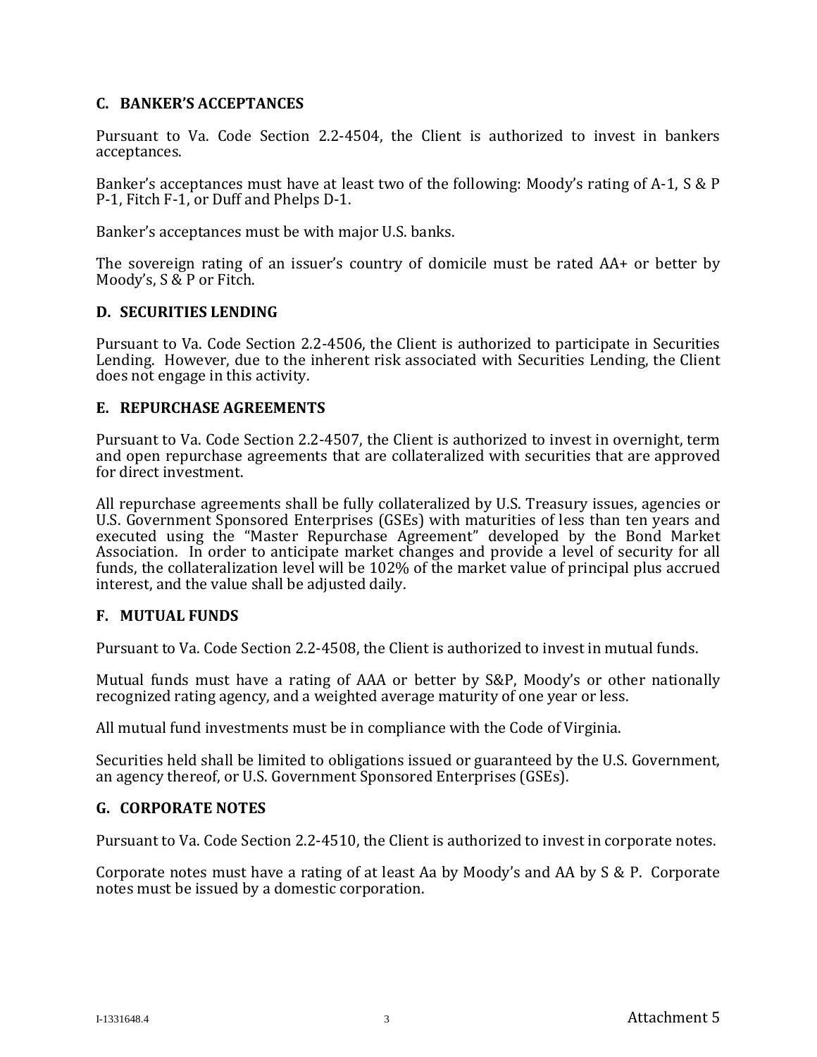## C. BANKER'S ACCEPTANCES

Pursuant to Va. Code Section 2.2-4504, the Client is authorized to invest in bankers acceptances.

Banker's acceptances must have at least two of the following: Moody's rating of A-1, S & P P-1, Fitch F-1, or Duff and Phelps D-1.

Banker's acceptances must be with major U.S. banks.

The sovereign rating of an issuer's country of domicile must be rated AA+ or better by Moody's, S & P or Fitch.

## D. SECURITIES LENDING

Pursuant to Va. Code Section 2.2-4506, the Client is authorized to participate in Securities Lending. However, due to the inherent risk associated with Securities Lending, the Client does not engage in this activity.

## E. REPURCHASE AGREEMENTS

Pursuant to Va. Code Section 2.2-4507, the Client is authorized to invest in overnight, term and open repurchase agreements that are collateralized with securities that are approved for direct investment.

All repurchase agreements shall be fully collateralized by U.S. Treasury issues, agencies or U.S. Government Sponsored Enterprises (GSEs) with maturities of less than ten years and executed using the "Master Repurchase Agreement" developed by the Bond Market Association. In order to anticipate market changes and provide a level of security for all funds, the collateralization level will be 102% of the market value of principal plus accrued interest, and the value shall be adjusted daily.

## F. MUTUAL FUNDS

Pursuant to Va. Code Section 2.2-4508, the Client is authorized to invest in mutual funds.

Mutual funds must have a rating of AAA or better by S&P, Moody's or other nationally recognized rating agency, and a weighted average maturity of one year or less.

All mutual fund investments must be in compliance with the Code of Virginia.

Securities held shall be limited to obligations issued or guaranteed by the U.S. Government, an agency thereof, or U.S. Government Sponsored Enterprises (GSEs).

## G. CORPORATE NOTES

Pursuant to Va. Code Section 2.2-4510, the Client is authorized to invest in corporate notes.

Corporate notes must have a rating of at least Aa by Moody's and AA by S & P. Corporate notes must be issued by a domestic corporation.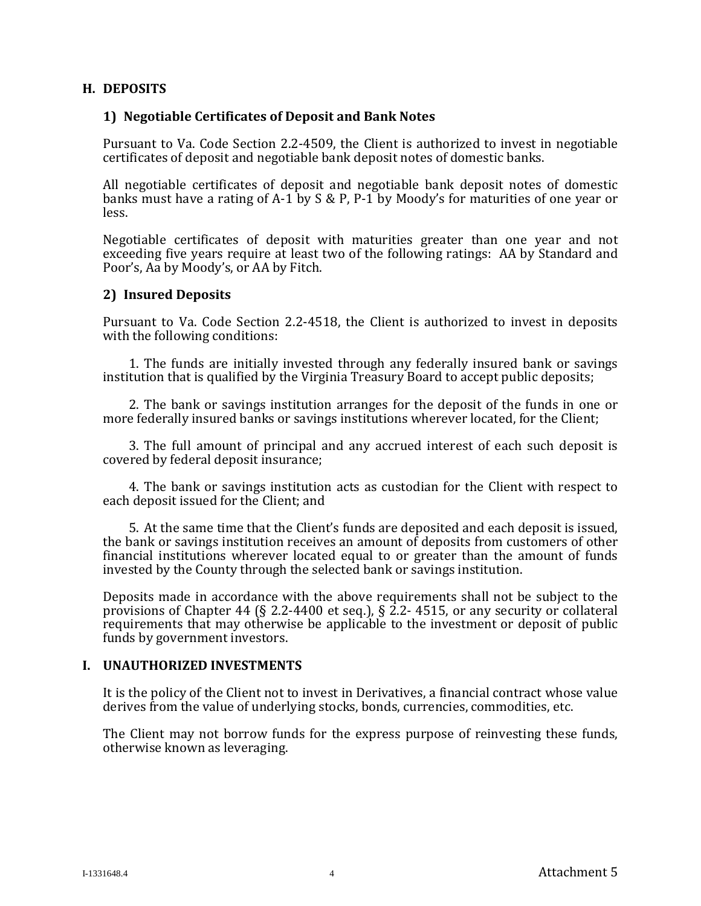## H. DEPOSITS

### 1) Negotiable Certificates of Deposit and Bank Notes

Pursuant to Va. Code Section 2.2-4509, the Client is authorized to invest in negotiable certificates of deposit and negotiable bank deposit notes of domestic banks.

All negotiable certificates of deposit and negotiable bank deposit notes of domestic banks must have a rating of A-1 by S & P, P-1 by Moody's for maturities of one year or less.

Negotiable certificates of deposit with maturities greater than one year and not exceeding five years require at least two of the following ratings: AA by Standard and Poor's, Aa by Moody's, or AA by Fitch.

### 2) Insured Deposits

Pursuant to Va. Code Section 2.2-4518, the Client is authorized to invest in deposits with the following conditions:

1. The funds are initially invested through any federally insured bank or savings institution that is qualified by the Virginia Treasury Board to accept public deposits;

2. The bank or savings institution arranges for the deposit of the funds in one or more federally insured banks or savings institutions wherever located, for the Client;

3. The full amount of principal and any accrued interest of each such deposit is covered by federal deposit insurance;

4. The bank or savings institution acts as custodian for the Client with respect to each deposit issued for the Client; and

5. At the same time that the Client's funds are deposited and each deposit is issued, the bank or savings institution receives an amount of deposits from customers of other financial institutions wherever located equal to or greater than the amount of funds invested by the County through the selected bank or savings institution.

Deposits made in accordance with the above requirements shall not be subject to the provisions of Chapter 44 (§ 2.2-4400 et seq.), § 2.2- 4515, or any security or collateral requirements that may otherwise be applicable to the investment or deposit of public funds by government investors.

## I. UNAUTHORIZED INVESTMENTS

It is the policy of the Client not to invest in Derivatives, a financial contract whose value derives from the value of underlying stocks, bonds, currencies, commodities, etc.

The Client may not borrow funds for the express purpose of reinvesting these funds, otherwise known as leveraging.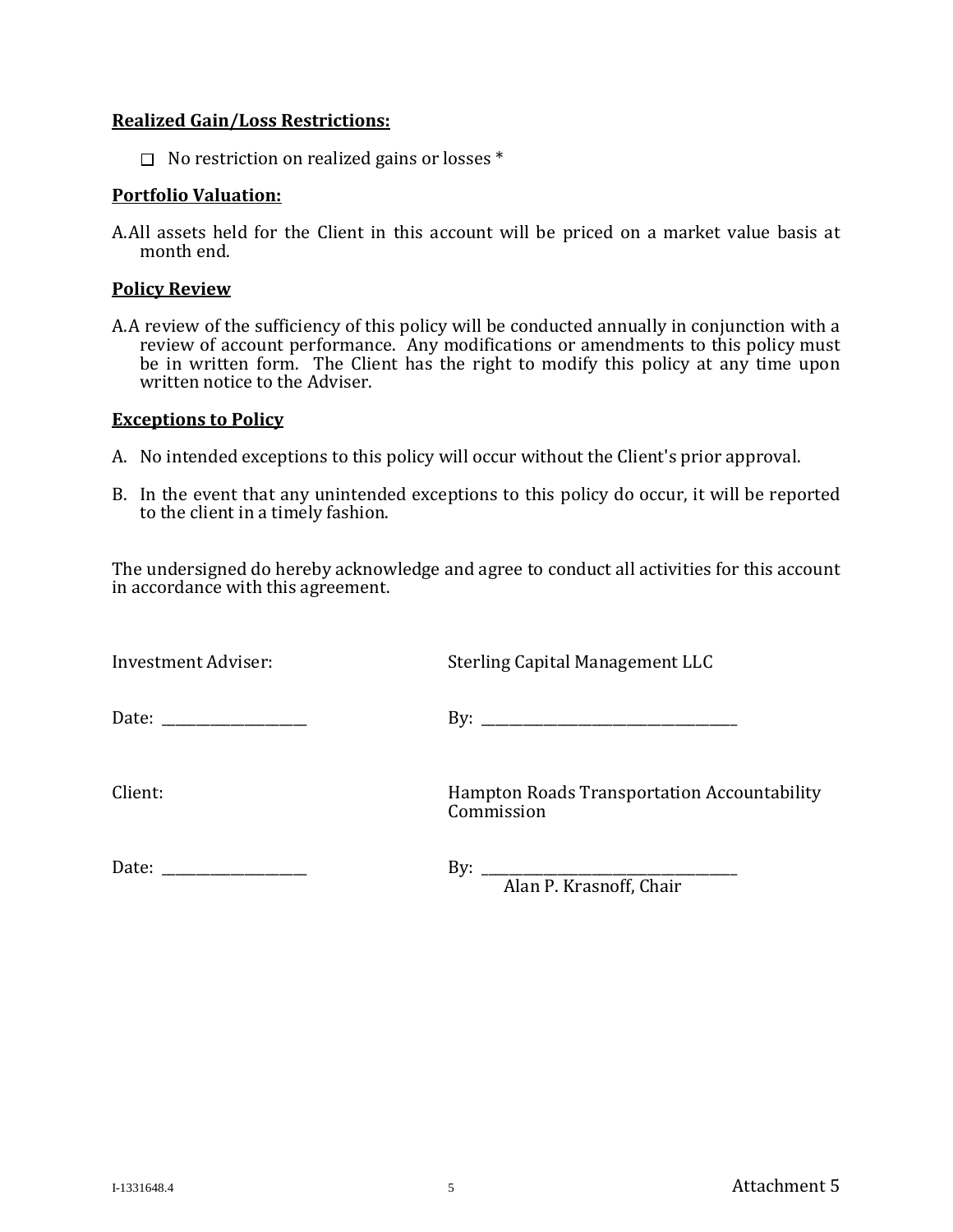**Realized Gain/Loss Restrictions:**

- [ ] No restriction on realized gains or losses *

**Portfolio Valuation:**

A. All assets held for the Client in this account will be priced on a market value basis at month end.

**Policy Review**

A. A review of the sufficiency of this policy will be conducted annually in conjunction with a review of account performance. Any modifications or amendments to this policy must be in written form. The Client has the right to modify this policy at any time upon written notice to the Adviser.

**Exceptions to Policy**

A. No intended exceptions to this policy will occur without the Client's prior approval.

B. In the event that any unintended exceptions to this policy do occur, it will be reported to the client in a timely fashion.

The undersigned do hereby acknowledge and agree to conduct all activities for this account in accordance with this agreement.

| | |
|---|---|
| Investment Adviser: | Sterling Capital Management LLC |
| Date: ____________________ | By: ____________________________________ |
| Client: | Hampton Roads Transportation Accountability Commission |
| Date: ____________________ | By: ____________________________________<br>Alan P. Krasnoff, Chair |

I-1331648.4

Attachment 5